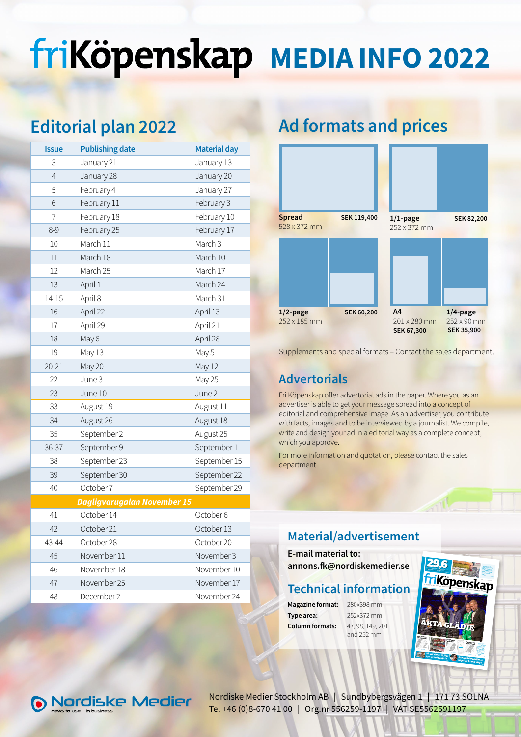# friKöpenskap MEDIA INFO 2022

## Editorial plan 2022

| Issue | Publishing date | Material day |
|---|---|---|
| 3 | January 21 | January 13 |
| 4 | January 28 | January 20 |
| 5 | February 4 | January 27 |
| 6 | February 11 | February 3 |
| 7 | February 18 | February 10 |
| 8-9 | February 25 | February 17 |
| 10 | March 11 | March 3 |
| 11 | March 18 | March 10 |
| 12 | March 25 | March 17 |
| 13 | April 1 | March 24 |
| 14-15 | April 8 | March 31 |
| 16 | April 22 | April 13 |
| 17 | April 29 | April 21 |
| 18 | May 6 | April 28 |
| 19 | May 13 | May 5 |
| 20-21 | May 20 | May 12 |
| 22 | June 3 | May 25 |
| 23 | June 10 | June 2 |
| 33 | August 19 | August 11 |
| 34 | August 26 | August 18 |
| 35 | September 2 | August 25 |
| 36-37 | September 9 | September 1 |
| 38 | September 23 | September 15 |
| 39 | September 30 | September 22 |
| 40 | October 7 | September 29 |
| *Dagligvarugalan November 15* | | |
| 41 | October 14 | October 6 |
| 42 | October 21 | October 13 |
| 43-44 | October 28 | October 20 |
| 45 | November 11 | November 3 |
| 46 | November 18 | November 10 |
| 47 | November 25 | November 17 |
| 48 | December 2 | November 24 |

## Ad formats and prices

| Format | Size | Price |
|---|---|---|
| Spread | 528 x 372 mm | SEK 119,400 |
| 1/1-page | 252 x 372 mm | SEK 82,200 |
| 1/2-page | 252 x 185 mm | SEK 60,200 |
| A4 | 201 x 280 mm | SEK 67,300 |
| 1/4-page | 252 x 90 mm | SEK 35,900 |

Supplements and special formats – Contact the sales department.

## Advertorials

Fri Köpenskap offer advertorial ads in the paper. Where you as an advertiser is able to get your message spread into a concept of editorial and comprehensive image. As an advertiser, you contribute with facts, images and to be interviewed by a journalist. We compile, write and design your ad in a editorial way as a complete concept, which you approve.

For more information and quotation, please contact the sales department.

## Material/advertisement

**E-mail material to:**
**annons.fk@nordiskemedier.se**

## Technical information

**Magazine format:** 280x398 mm
**Type area:** 252x372 mm
**Column formats:** 47, 98, 149, 201 and 252 mm

Nordiske Medier — news to use – in business

Nordiske Medier Stockholm AB | Sundbybergsvägen 1 | 171 73 SOLNA
Tel +46 (0)8-670 41 00 | Org.nr 556259-1197 | VAT SE5562591197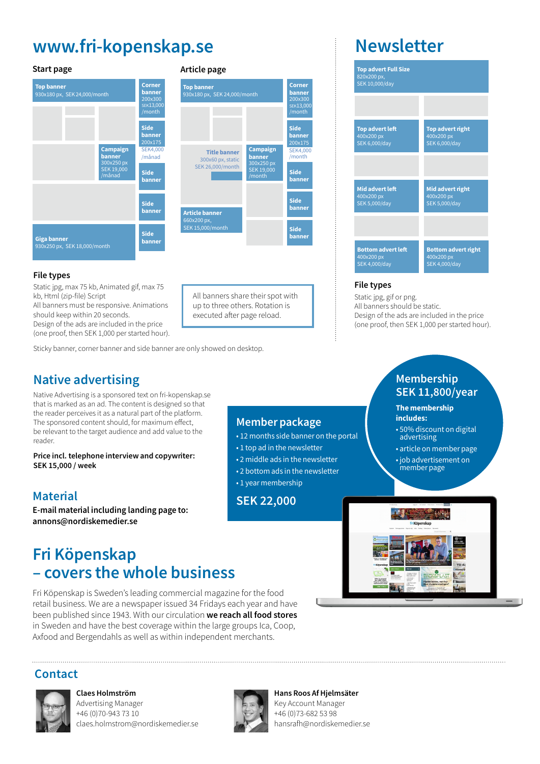# www.fri-kopenskap.se

## Start page

**Top banner**
930x180 px, SEK 24,000/month

**Corner banner**
200x300
SEK13,000
/month

**Side banner**
200x175
SEK4,000
/månad

**Campaign banner**
300x250 px
SEK 19,000
/månad

**Side banner**

**Side banner**

**Giga banner**
930x250 px, SEK 18,000/month

**Side banner**

## Article page

**Top banner**
930x180 px, SEK 24,000/month

**Corner banner**
200x300
SEK13,000
/month

**Side banner**
200x175
SEK4,000
/month

**Title banner**
300x60 px, static
SEK 26,000/month

**Campaign banner**
300x250 px
SEK 19,000
/month

**Side banner**

**Article banner**
660x200 px,
SEK 15,000/month

**Side banner**

**Side banner**

### File types

Static jpg, max 75 kb, Animated gif, max 75 kb, Html (zip-file) Script
All banners must be responsive. Animations should keep within 20 seconds.
Design of the ads are included in the price (one proof, then SEK 1,000 per started hour).

All banners share their spot with up to three others. Rotation is executed after page reload.

Sticky banner, corner banner and side banner are only showed on desktop.

# Newsletter

**Top advert Full Size**
820x200 px,
SEK 10,000/day

**Top advert left**
400x200 px
SEK 6,000/day

**Top advert right**
400x200 px
SEK 6,000/day

**Mid advert left**
400x200 px
SEK 5,000/day

**Mid advert right**
400x200 px
SEK 5,000/day

**Bottom advert left**
400x200 px
SEK 4,000/day

**Bottom advert right**
400x200 px
SEK 4,000/day

### File types

Static jpg, gif or png.
All banners should be static.
Design of the ads are included in the price (one proof, then SEK 1,000 per started hour).

## Native advertising

Native Advertising is a sponsored text on fri-kopenskap.se that is marked as an ad. The content is designed so that the reader perceives it as a natural part of the platform. The sponsored content should, for maximum effect, be relevant to the target audience and add value to the reader.

**Price incl. telephone interview and copywriter: SEK 15,000 / week**

## Material

**E-mail material including landing page to: annons@nordiskemedier.se**

## Member package

- 12 months side banner on the portal
- 1 top ad in the newsletter
- 2 middle ads in the newsletter
- 2 bottom ads in the newsletter
- 1 year membership

**SEK 22,000**

## Membership SEK 11,800/year

**The membership includes:**

- 50% discount on digital advertising
- article on member page
- job advertisement on member page

# Fri Köpenskap – covers the whole business

Fri Köpenskap is Sweden's leading commercial magazine for the food retail business. We are a newspaper issued 34 Fridays each year and have been published since 1943. With our circulation **we reach all food stores** in Sweden and have the best coverage within the large groups Ica, Coop, Axfood and Bergendahls as well as within independent merchants.

## Contact

**Claes Holmström**
Advertising Manager
+46 (0)70-943 73 10
claes.holmstrom@nordiskemedier.se

**Hans Roos Af Hjelmsäter**
Key Account Manager
+46 (0)73-682 53 98
hansrafh@nordiskemedier.se